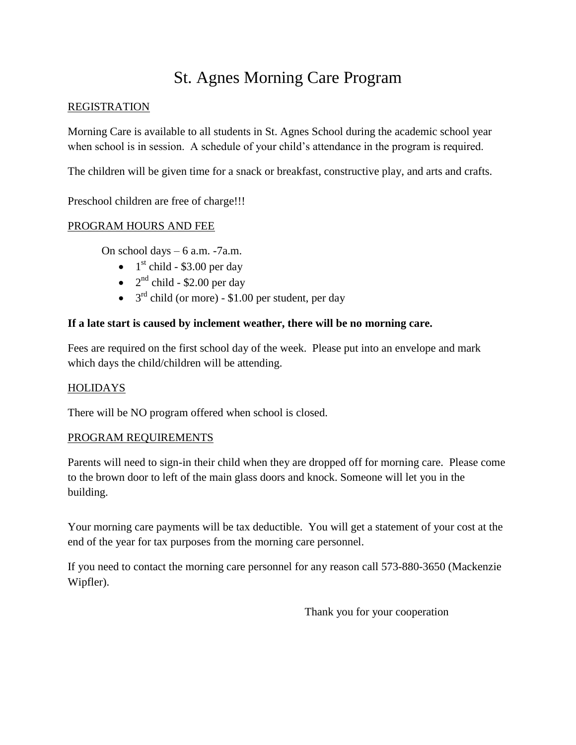# St. Agnes Morning Care Program

## REGISTRATION

Morning Care is available to all students in St. Agnes School during the academic school year when school is in session. A schedule of your child's attendance in the program is required.

The children will be given time for a snack or breakfast, constructive play, and arts and crafts.

Preschool children are free of charge!!!

## PROGRAM HOURS AND FEE

On school days – 6 a.m. -7a.m.

- 1st child - $3.00 per day
- 2nd child - $2.00 per day
- 3rd child (or more) - $1.00 per student, per day

**If a late start is caused by inclement weather, there will be no morning care.**

Fees are required on the first school day of the week. Please put into an envelope and mark which days the child/children will be attending.

## HOLIDAYS

There will be NO program offered when school is closed.

## PROGRAM REQUIREMENTS

Parents will need to sign-in their child when they are dropped off for morning care. Please come to the brown door to left of the main glass doors and knock. Someone will let you in the building.

Your morning care payments will be tax deductible. You will get a statement of your cost at the end of the year for tax purposes from the morning care personnel.

If you need to contact the morning care personnel for any reason call 573-880-3650 (Mackenzie Wipfler).

Thank you for your cooperation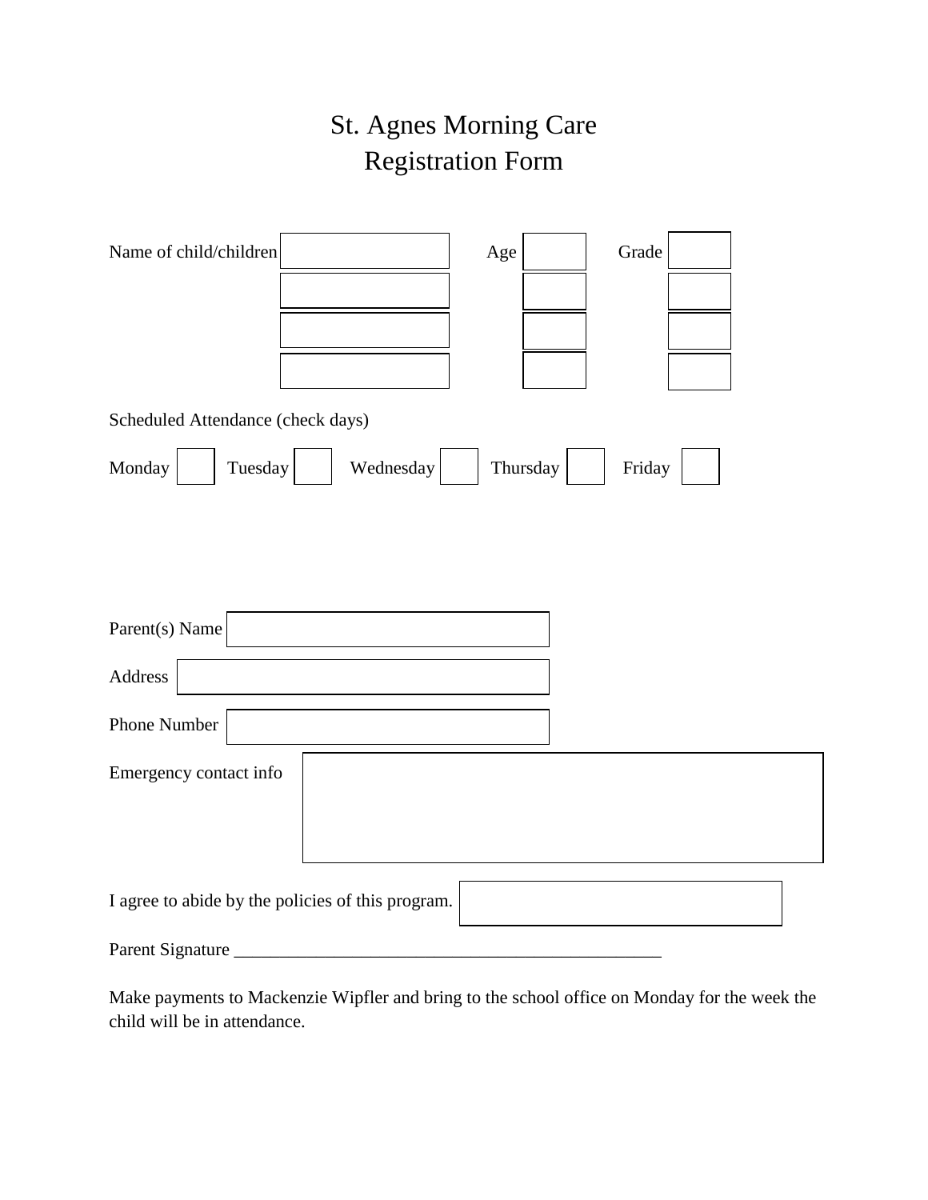# St. Agnes Morning Care
# Registration Form

| Name of child/children | Age | Grade |
| --- | --- | --- |
| | | |
| | | |
| | | |
| | | |

Scheduled Attendance (check days)

Monday ☐ Tuesday ☐ Wednesday ☐ Thursday ☐ Friday ☐

Parent(s) Name ____________________

Address ____________________

Phone Number ____________________

Emergency contact info ____________________

I agree to abide by the policies of this program. ____________________

Parent Signature _________________________________________________

Make payments to Mackenzie Wipfler and bring to the school office on Monday for the week the child will be in attendance.